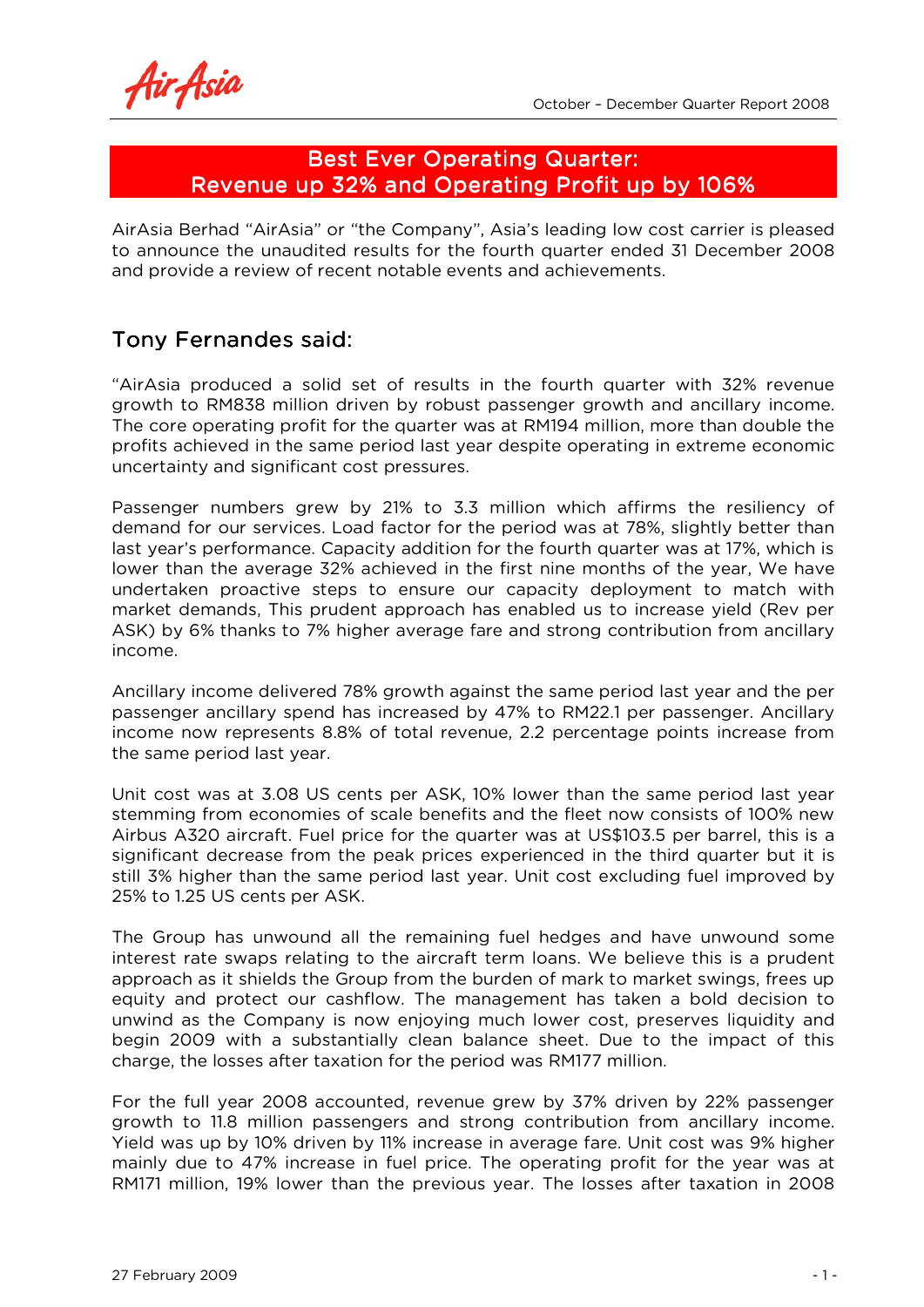# Best Ever Operating Quarter: Revenue up 32% and Operating Profit up by 106%

AirAsia Berhad "AirAsia" or "the Company", Asia's leading low cost carrier is pleased to announce the unaudited results for the fourth quarter ended 31 December 2008 and provide a review of recent notable events and achievements.

## Tony Fernandes said:

"AirAsia produced a solid set of results in the fourth quarter with 32% revenue growth to RM838 million driven by robust passenger growth and ancillary income. The core operating profit for the quarter was at RM194 million, more than double the profits achieved in the same period last year despite operating in extreme economic uncertainty and significant cost pressures.

Passenger numbers grew by 21% to 3.3 million which affirms the resiliency of demand for our services. Load factor for the period was at 78%, slightly better than last year's performance. Capacity addition for the fourth quarter was at 17%, which is lower than the average 32% achieved in the first nine months of the year, We have undertaken proactive steps to ensure our capacity deployment to match with market demands, This prudent approach has enabled us to increase yield (Rev per ASK) by 6% thanks to 7% higher average fare and strong contribution from ancillary income.

Ancillary income delivered 78% growth against the same period last year and the per passenger ancillary spend has increased by 47% to RM22.1 per passenger. Ancillary income now represents 8.8% of total revenue, 2.2 percentage points increase from the same period last year.

Unit cost was at 3.08 US cents per ASK, 10% lower than the same period last year stemming from economies of scale benefits and the fleet now consists of 100% new Airbus A320 aircraft. Fuel price for the quarter was at US$103.5 per barrel, this is a significant decrease from the peak prices experienced in the third quarter but it is still 3% higher than the same period last year. Unit cost excluding fuel improved by 25% to 1.25 US cents per ASK.

The Group has unwound all the remaining fuel hedges and have unwound some interest rate swaps relating to the aircraft term loans. We believe this is a prudent approach as it shields the Group from the burden of mark to market swings, frees up equity and protect our cashflow. The management has taken a bold decision to unwind as the Company is now enjoying much lower cost, preserves liquidity and begin 2009 with a substantially clean balance sheet. Due to the impact of this charge, the losses after taxation for the period was RM177 million.

For the full year 2008 accounted, revenue grew by 37% driven by 22% passenger growth to 11.8 million passengers and strong contribution from ancillary income. Yield was up by 10% driven by 11% increase in average fare. Unit cost was 9% higher mainly due to 47% increase in fuel price. The operating profit for the year was at RM171 million, 19% lower than the previous year. The losses after taxation in 2008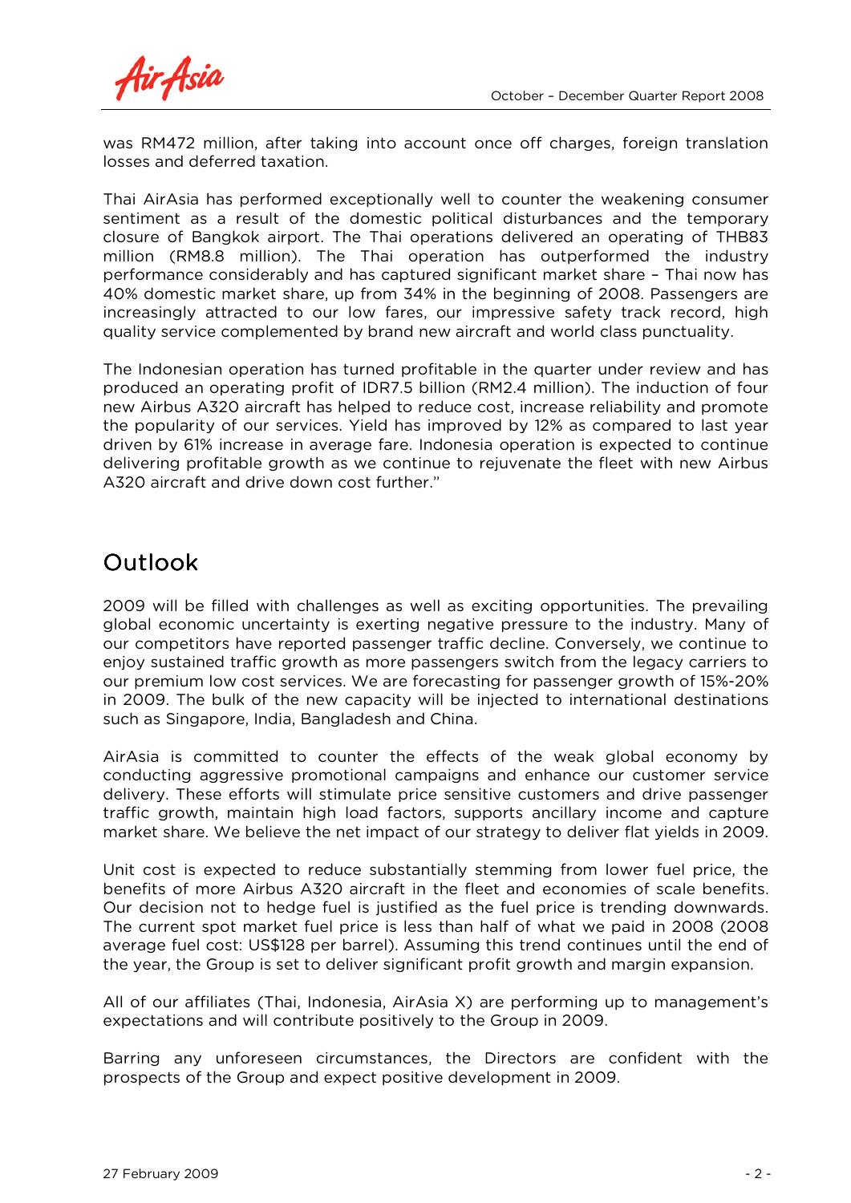was RM472 million, after taking into account once off charges, foreign translation losses and deferred taxation.

Thai AirAsia has performed exceptionally well to counter the weakening consumer sentiment as a result of the domestic political disturbances and the temporary closure of Bangkok airport. The Thai operations delivered an operating of THB83 million (RM8.8 million). The Thai operation has outperformed the industry performance considerably and has captured significant market share – Thai now has 40% domestic market share, up from 34% in the beginning of 2008. Passengers are increasingly attracted to our low fares, our impressive safety track record, high quality service complemented by brand new aircraft and world class punctuality.

The Indonesian operation has turned profitable in the quarter under review and has produced an operating profit of IDR7.5 billion (RM2.4 million). The induction of four new Airbus A320 aircraft has helped to reduce cost, increase reliability and promote the popularity of our services. Yield has improved by 12% as compared to last year driven by 61% increase in average fare. Indonesia operation is expected to continue delivering profitable growth as we continue to rejuvenate the fleet with new Airbus A320 aircraft and drive down cost further."

## Outlook

2009 will be filled with challenges as well as exciting opportunities. The prevailing global economic uncertainty is exerting negative pressure to the industry. Many of our competitors have reported passenger traffic decline. Conversely, we continue to enjoy sustained traffic growth as more passengers switch from the legacy carriers to our premium low cost services. We are forecasting for passenger growth of 15%-20% in 2009. The bulk of the new capacity will be injected to international destinations such as Singapore, India, Bangladesh and China.

AirAsia is committed to counter the effects of the weak global economy by conducting aggressive promotional campaigns and enhance our customer service delivery. These efforts will stimulate price sensitive customers and drive passenger traffic growth, maintain high load factors, supports ancillary income and capture market share. We believe the net impact of our strategy to deliver flat yields in 2009.

Unit cost is expected to reduce substantially stemming from lower fuel price, the benefits of more Airbus A320 aircraft in the fleet and economies of scale benefits. Our decision not to hedge fuel is justified as the fuel price is trending downwards. The current spot market fuel price is less than half of what we paid in 2008 (2008 average fuel cost: US$128 per barrel). Assuming this trend continues until the end of the year, the Group is set to deliver significant profit growth and margin expansion.

All of our affiliates (Thai, Indonesia, AirAsia X) are performing up to management's expectations and will contribute positively to the Group in 2009.

Barring any unforeseen circumstances, the Directors are confident with the prospects of the Group and expect positive development in 2009.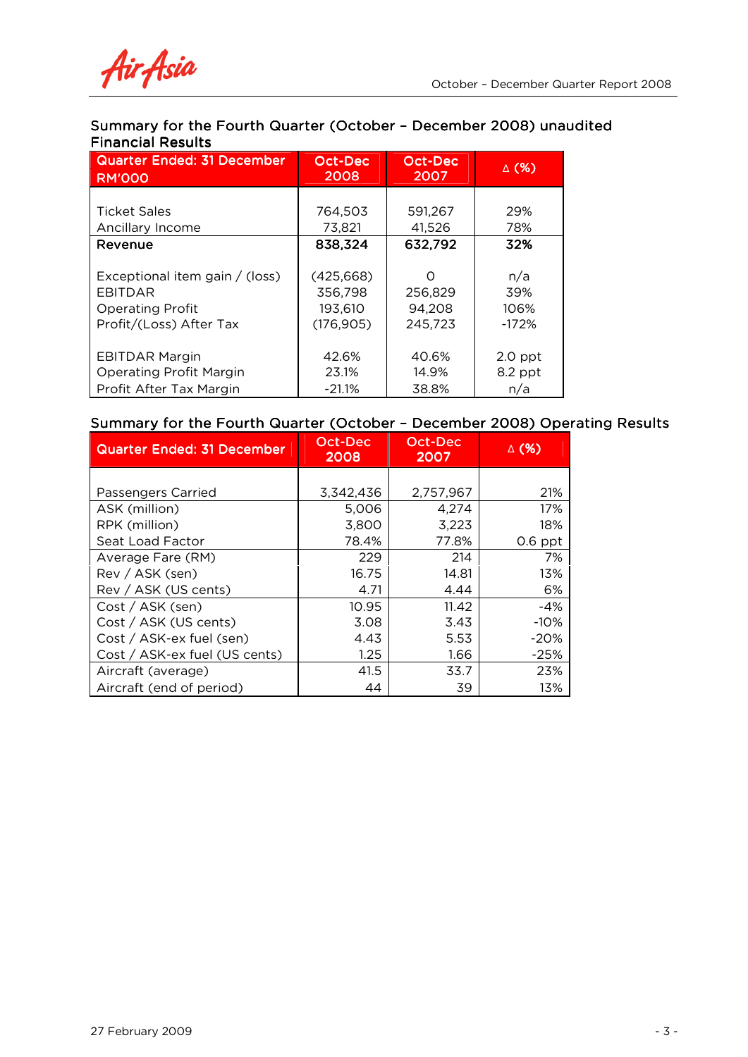## Summary for the Fourth Quarter (October – December 2008) unaudited Financial Results

| Quarter Ended: 31 December RM'000 | Oct-Dec 2008 | Oct-Dec 2007 | Δ (%) |
|---|---|---|---|
| Ticket Sales | 764,503 | 591,267 | 29% |
| Ancillary Income | 73,821 | 41,526 | 78% |
| **Revenue** | **838,324** | **632,792** | **32%** |
| Exceptional item gain / (loss) | (425,668) | 0 | n/a |
| EBITDAR | 356,798 | 256,829 | 39% |
| Operating Profit | 193,610 | 94,208 | 106% |
| Profit/(Loss) After Tax | (176,905) | 245,723 | -172% |
| EBITDAR Margin | 42.6% | 40.6% | 2.0 ppt |
| Operating Profit Margin | 23.1% | 14.9% | 8.2 ppt |
| Profit After Tax Margin | -21.1% | 38.8% | n/a |

## Summary for the Fourth Quarter (October – December 2008) Operating Results

| Quarter Ended: 31 December | Oct-Dec 2008 | Oct-Dec 2007 | Δ (%) |
|---|---|---|---|
| Passengers Carried | 3,342,436 | 2,757,967 | 21% |
| ASK (million) | 5,006 | 4,274 | 17% |
| RPK (million) | 3,800 | 3,223 | 18% |
| Seat Load Factor | 78.4% | 77.8% | 0.6 ppt |
| Average Fare (RM) | 229 | 214 | 7% |
| Rev / ASK (sen) | 16.75 | 14.81 | 13% |
| Rev / ASK (US cents) | 4.71 | 4.44 | 6% |
| Cost / ASK (sen) | 10.95 | 11.42 | -4% |
| Cost / ASK (US cents) | 3.08 | 3.43 | -10% |
| Cost / ASK-ex fuel (sen) | 4.43 | 5.53 | -20% |
| Cost / ASK-ex fuel (US cents) | 1.25 | 1.66 | -25% |
| Aircraft (average) | 41.5 | 33.7 | 23% |
| Aircraft (end of period) | 44 | 39 | 13% |

27 February 2009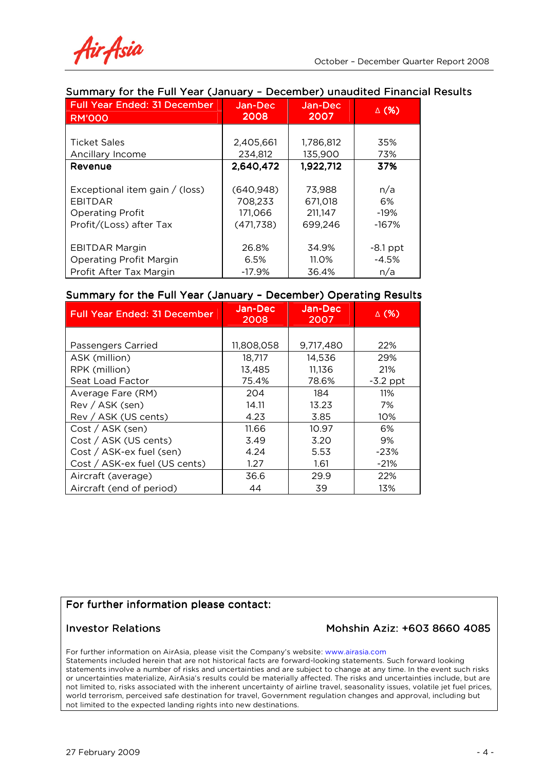## Summary for the Full Year (January – December) unaudited Financial Results

| Full Year Ended: 31 December RM'000 | Jan-Dec 2008 | Jan-Dec 2007 | Δ (%) |
|---|---|---|---|
| Ticket Sales | 2,405,661 | 1,786,812 | 35% |
| Ancillary Income | 234,812 | 135,900 | 73% |
| **Revenue** | **2,640,472** | **1,922,712** | **37%** |
| Exceptional item gain / (loss) | (640,948) | 73,988 | n/a |
| EBITDAR | 708,233 | 671,018 | 6% |
| Operating Profit | 171,066 | 211,147 | -19% |
| Profit/(Loss) after Tax | (471,738) | 699,246 | -167% |
| EBITDAR Margin | 26.8% | 34.9% | -8.1 ppt |
| Operating Profit Margin | 6.5% | 11.0% | -4.5% |
| Profit After Tax Margin | -17.9% | 36.4% | n/a |

## Summary for the Full Year (January – December) Operating Results

| Full Year Ended: 31 December | Jan-Dec 2008 | Jan-Dec 2007 | Δ (%) |
|---|---|---|---|
| Passengers Carried | 11,808,058 | 9,717,480 | 22% |
| ASK (million) | 18,717 | 14,536 | 29% |
| RPK (million) | 13,485 | 11,136 | 21% |
| Seat Load Factor | 75.4% | 78.6% | -3.2 ppt |
| Average Fare (RM) | 204 | 184 | 11% |
| Rev / ASK (sen) | 14.11 | 13.23 | 7% |
| Rev / ASK (US cents) | 4.23 | 3.85 | 10% |
| Cost / ASK (sen) | 11.66 | 10.97 | 6% |
| Cost / ASK (US cents) | 3.49 | 3.20 | 9% |
| Cost / ASK-ex fuel (sen) | 4.24 | 5.53 | -23% |
| Cost / ASK-ex fuel (US cents) | 1.27 | 1.61 | -21% |
| Aircraft (average) | 36.6 | 29.9 | 22% |
| Aircraft (end of period) | 44 | 39 | 13% |

**For further information please contact:**

**Investor Relations** — **Mohshin Aziz: +603 8660 4085**

For further information on AirAsia, please visit the Company's website: www.airasia.com
Statements included herein that are not historical facts are forward-looking statements. Such forward looking statements involve a number of risks and uncertainties and are subject to change at any time. In the event such risks or uncertainties materialize, AirAsia's results could be materially affected. The risks and uncertainties include, but are not limited to, risks associated with the inherent uncertainty of airline travel, seasonality issues, volatile jet fuel prices, world terrorism, perceived safe destination for travel, Government regulation changes and approval, including but not limited to the expected landing rights into new destinations.

27 February 2009